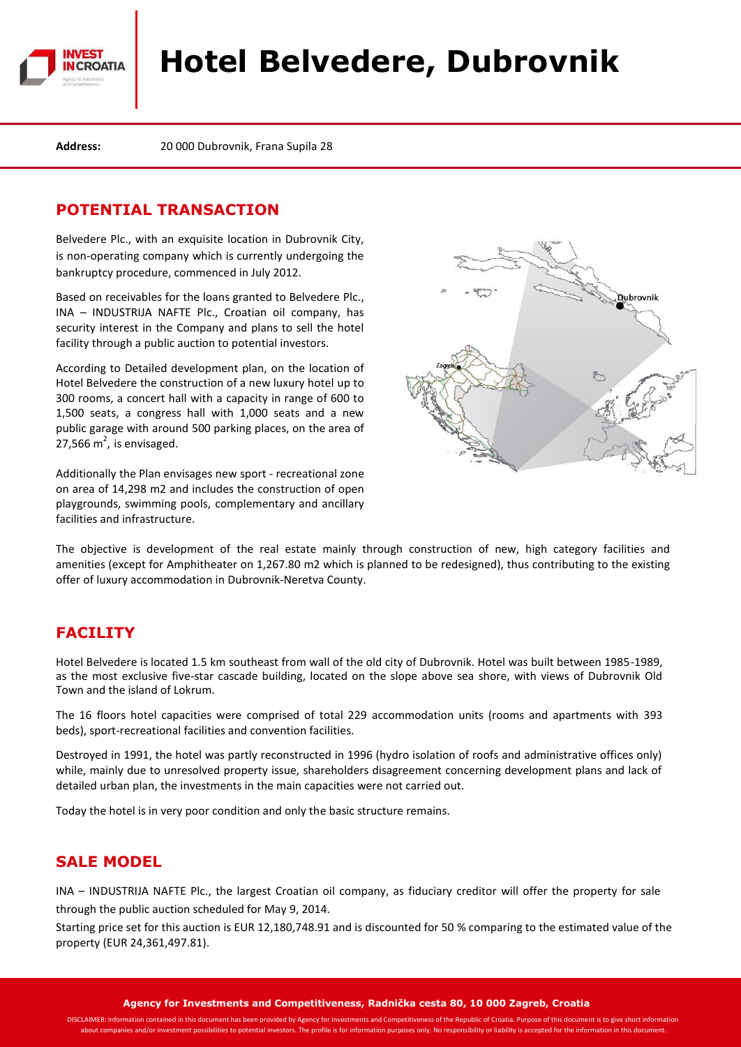# Hotel Belvedere, Dubrovnik

**Address:** 20 000 Dubrovnik, Frana Supila 28

## POTENTIAL TRANSACTION

Belvedere Plc., with an exquisite location in Dubrovnik City, is non-operating company which is currently undergoing the bankruptcy procedure, commenced in July 2012.

Based on receivables for the loans granted to Belvedere Plc., INA – INDUSTRIJA NAFTE Plc., Croatian oil company, has security interest in the Company and plans to sell the hotel facility through a public auction to potential investors.

According to Detailed development plan, on the location of Hotel Belvedere the construction of a new luxury hotel up to 300 rooms, a concert hall with a capacity in range of 600 to 1,500 seats, a congress hall with 1,000 seats and a new public garage with around 500 parking places, on the area of 27,566 $m^2$, is envisaged.

Additionally the Plan envisages new sport - recreational zone on area of 14,298 m2 and includes the construction of open playgrounds, swimming pools, complementary and ancillary facilities and infrastructure.

The objective is development of the real estate mainly through construction of new, high category facilities and amenities (except for Amphitheater on 1,267.80 m2 which is planned to be redesigned), thus contributing to the existing offer of luxury accommodation in Dubrovnik-Neretva County.

## FACILITY

Hotel Belvedere is located 1.5 km southeast from wall of the old city of Dubrovnik. Hotel was built between 1985-1989, as the most exclusive five-star cascade building, located on the slope above sea shore, with views of Dubrovnik Old Town and the island of Lokrum.

The 16 floors hotel capacities were comprised of total 229 accommodation units (rooms and apartments with 393 beds), sport-recreational facilities and convention facilities.

Destroyed in 1991, the hotel was partly reconstructed in 1996 (hydro isolation of roofs and administrative offices only) while, mainly due to unresolved property issue, shareholders disagreement concerning development plans and lack of detailed urban plan, the investments in the main capacities were not carried out.

Today the hotel is in very poor condition and only the basic structure remains.

## SALE MODEL

INA – INDUSTRIJA NAFTE Plc., the largest Croatian oil company, as fiduciary creditor will offer the property for sale through the public auction scheduled for May 9, 2014.

Starting price set for this auction is EUR 12,180,748.91 and is discounted for 50 % comparing to the estimated value of the property (EUR 24,361,497.81).

**Agency for Investments and Competitiveness, Radnička cesta 80, 10 000 Zagreb, Croatia**

DISCLAIMER: Information contained in this document has been provided by Agency for Investments and Competitiveness of the Republic of Croatia. Purpose of this document is to give short information about companies and/or investment possibilities to potential investors. The profile is for information purposes only. No responsibility or liability is accepted for the information in this document.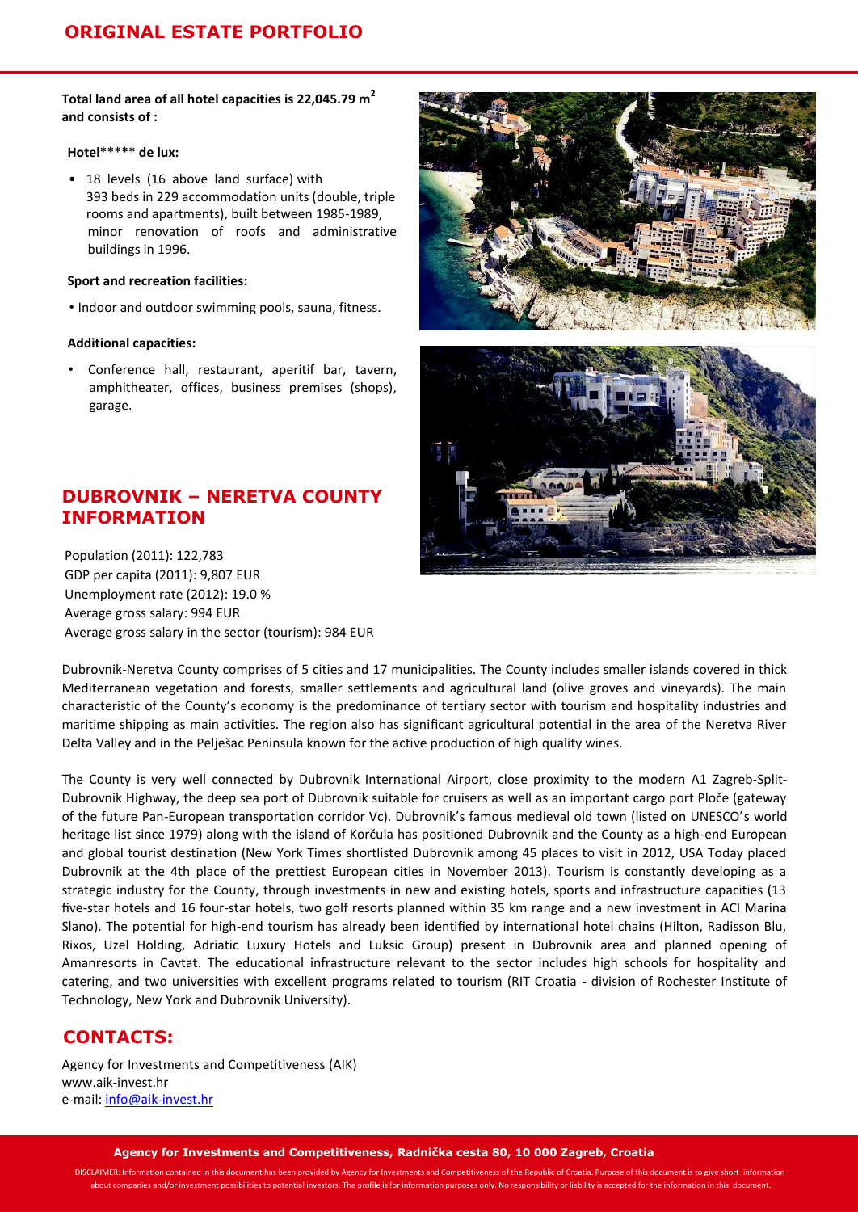## ORIGINAL ESTATE PORTFOLIO

**Total land area of all hotel capacities is 22,045.79 m$^2$ and consists of :**

**Hotel***** de lux:**

- 18 levels (16 above land surface) with 393 beds in 229 accommodation units (double, triple rooms and apartments), built between 1985-1989, minor renovation of roofs and administrative buildings in 1996.

**Sport and recreation facilities:**

- Indoor and outdoor swimming pools, sauna, fitness.

**Additional capacities:**

- Conference hall, restaurant, aperitif bar, tavern, amphitheater, offices, business premises (shops), garage.

## DUBROVNIK – NERETVA COUNTY INFORMATION

Population (2011): 122,783
GDP per capita (2011): 9,807 EUR
Unemployment rate (2012): 19.0 %
Average gross salary: 994 EUR
Average gross salary in the sector (tourism): 984 EUR

Dubrovnik-Neretva County comprises of 5 cities and 17 municipalities. The County includes smaller islands covered in thick Mediterranean vegetation and forests, smaller settlements and agricultural land (olive groves and vineyards). The main characteristic of the County's economy is the predominance of tertiary sector with tourism and hospitality industries and maritime shipping as main activities. The region also has significant agricultural potential in the area of the Neretva River Delta Valley and in the Pelješac Peninsula known for the active production of high quality wines.

The County is very well connected by Dubrovnik International Airport, close proximity to the modern A1 Zagreb-Split-Dubrovnik Highway, the deep sea port of Dubrovnik suitable for cruisers as well as an important cargo port Ploče (gateway of the future Pan-European transportation corridor Vc). Dubrovnik's famous medieval old town (listed on UNESCO's world heritage list since 1979) along with the island of Korčula has positioned Dubrovnik and the County as a high-end European and global tourist destination (New York Times shortlisted Dubrovnik among 45 places to visit in 2012, USA Today placed Dubrovnik at the 4th place of the prettiest European cities in November 2013). Tourism is constantly developing as a strategic industry for the County, through investments in new and existing hotels, sports and infrastructure capacities (13 five-star hotels and 16 four-star hotels, two golf resorts planned within 35 km range and a new investment in ACI Marina Slano). The potential for high-end tourism has already been identified by international hotel chains (Hilton, Radisson Blu, Rixos, Uzel Holding, Adriatic Luxury Hotels and Luksic Group) present in Dubrovnik area and planned opening of Amanresorts in Cavtat. The educational infrastructure relevant to the sector includes high schools for hospitality and catering, and two universities with excellent programs related to tourism (RIT Croatia - division of Rochester Institute of Technology, New York and Dubrovnik University).

## CONTACTS:

Agency for Investments and Competitiveness (AIK)
www.aik-invest.hr
e-mail: info@aik-invest.hr

**Agency for Investments and Competitiveness, Radnička cesta 80, 10 000 Zagreb, Croatia**

DISCLAIMER: Information contained in this document has been provided by Agency for Investments and Competitiveness of the Republic of Croatia. Purpose of this document is to give short information about companies and/or investment possibilities to potential investors. The profile is for information purposes only. No responsibility or liability is accepted for the information in this document.